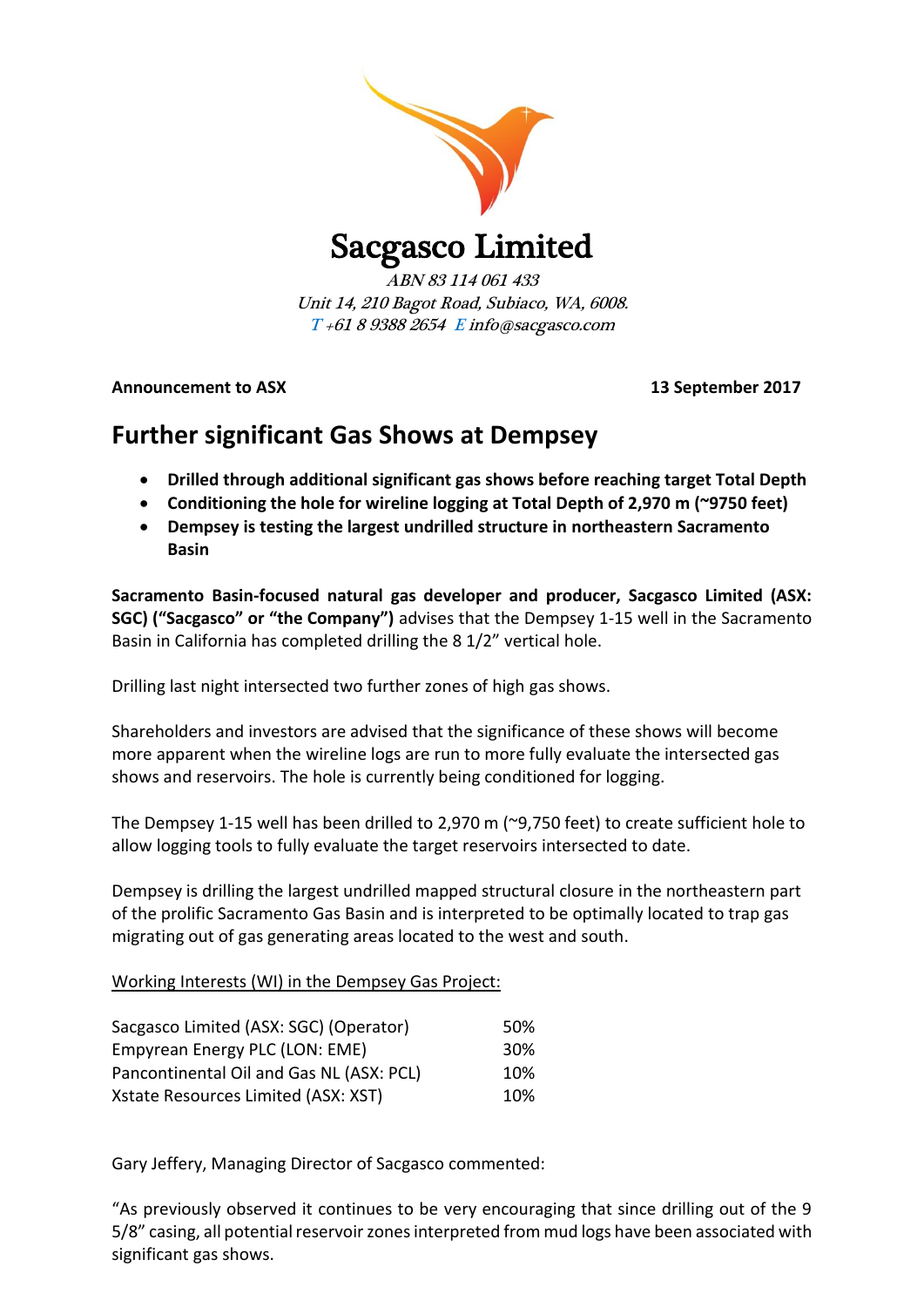# Sacgasco Limited

*ABN 83 114 061 433*
*Unit 14, 210 Bagot Road, Subiaco, WA, 6008.*
*T +61 8 9388 2654 E info@sacgasco.com*

**Announcement to ASX** **13 September 2017**

## Further significant Gas Shows at Dempsey

- **Drilled through additional significant gas shows before reaching target Total Depth**
- **Conditioning the hole for wireline logging at Total Depth of 2,970 m (~9750 feet)**
- **Dempsey is testing the largest undrilled structure in northeastern Sacramento Basin**

**Sacramento Basin-focused natural gas developer and producer, Sacgasco Limited (ASX: SGC) ("Sacgasco" or "the Company")** advises that the Dempsey 1-15 well in the Sacramento Basin in California has completed drilling the 8 1/2" vertical hole.

Drilling last night intersected two further zones of high gas shows.

Shareholders and investors are advised that the significance of these shows will become more apparent when the wireline logs are run to more fully evaluate the intersected gas shows and reservoirs. The hole is currently being conditioned for logging.

The Dempsey 1-15 well has been drilled to 2,970 m (~9,750 feet) to create sufficient hole to allow logging tools to fully evaluate the target reservoirs intersected to date.

Dempsey is drilling the largest undrilled mapped structural closure in the northeastern part of the prolific Sacramento Gas Basin and is interpreted to be optimally located to trap gas migrating out of gas generating areas located to the west and south.

Working Interests (WI) in the Dempsey Gas Project:

| Company | WI |
|---|---|
| Sacgasco Limited (ASX: SGC) (Operator) | 50% |
| Empyrean Energy PLC (LON: EME) | 30% |
| Pancontinental Oil and Gas NL (ASX: PCL) | 10% |
| Xstate Resources Limited (ASX: XST) | 10% |

Gary Jeffery, Managing Director of Sacgasco commented:

"As previously observed it continues to be very encouraging that since drilling out of the 9 5/8" casing, all potential reservoir zones interpreted from mud logs have been associated with significant gas shows.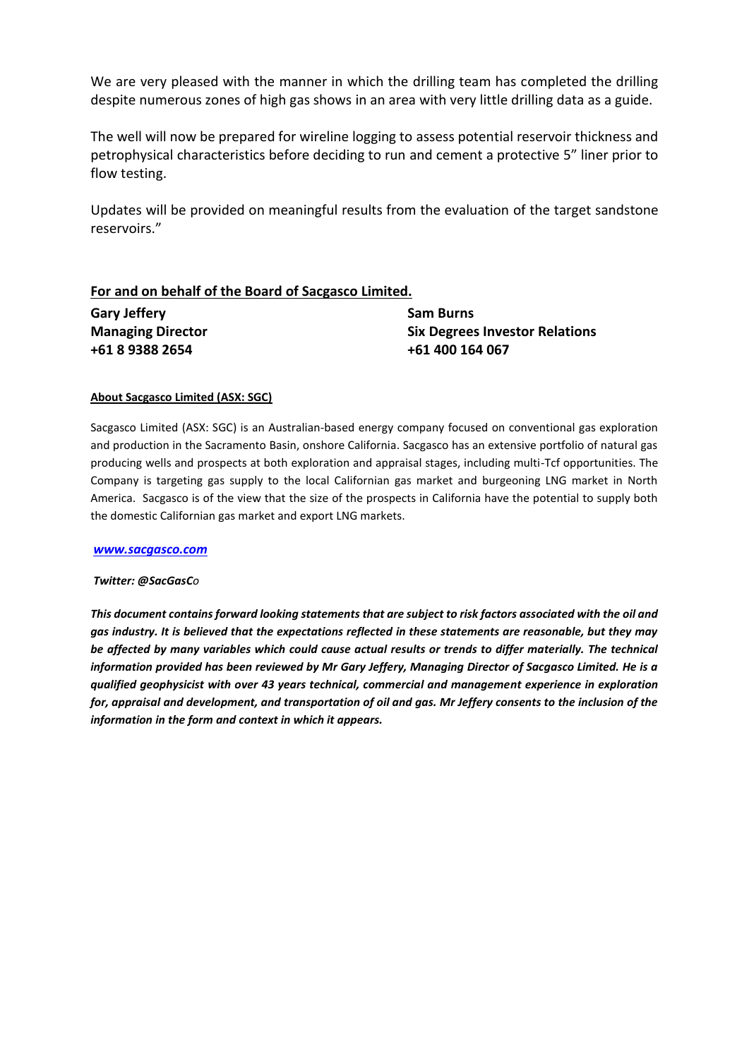We are very pleased with the manner in which the drilling team has completed the drilling despite numerous zones of high gas shows in an area with very little drilling data as a guide.

The well will now be prepared for wireline logging to assess potential reservoir thickness and petrophysical characteristics before deciding to run and cement a protective 5" liner prior to flow testing.

Updates will be provided on meaningful results from the evaluation of the target sandstone reservoirs."

**For and on behalf of the Board of Sacgasco Limited.**

**Gary Jeffery**
**Managing Director**
**+61 8 9388 2654**

**Sam Burns**
**Six Degrees Investor Relations**
**+61 400 164 067**

**About Sacgasco Limited (ASX: SGC)**

Sacgasco Limited (ASX: SGC) is an Australian-based energy company focused on conventional gas exploration and production in the Sacramento Basin, onshore California. Sacgasco has an extensive portfolio of natural gas producing wells and prospects at both exploration and appraisal stages, including multi-Tcf opportunities. The Company is targeting gas supply to the local Californian gas market and burgeoning LNG market in North America. Sacgasco is of the view that the size of the prospects in California have the potential to supply both the domestic Californian gas market and export LNG markets.

***www.sacgasco.com***

***Twitter: @SacGasCo***

***This document contains forward looking statements that are subject to risk factors associated with the oil and gas industry. It is believed that the expectations reflected in these statements are reasonable, but they may be affected by many variables which could cause actual results or trends to differ materially. The technical information provided has been reviewed by Mr Gary Jeffery, Managing Director of Sacgasco Limited. He is a qualified geophysicist with over 43 years technical, commercial and management experience in exploration for, appraisal and development, and transportation of oil and gas. Mr Jeffery consents to the inclusion of the information in the form and context in which it appears.***